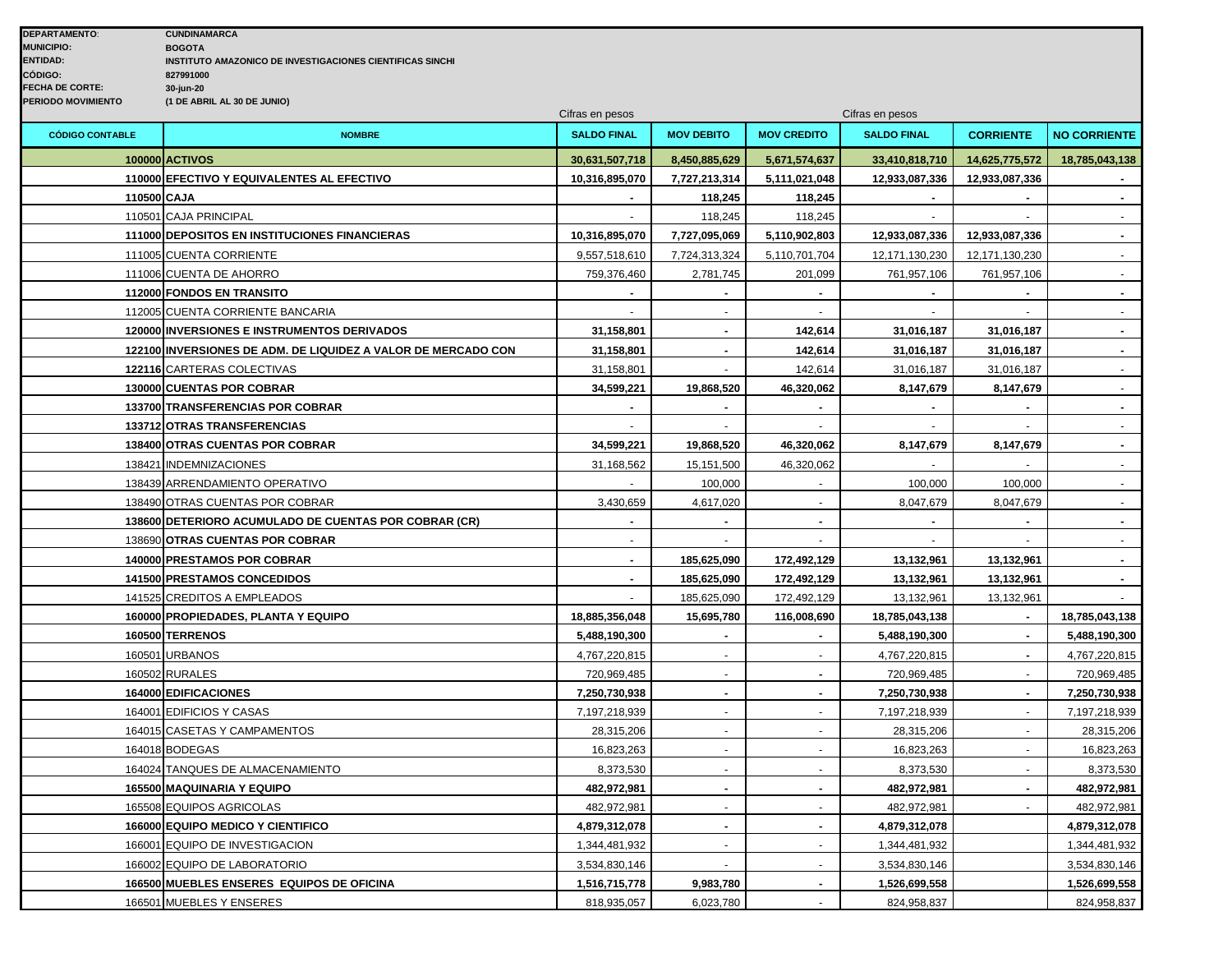**DEPARTAMENTO:** CUNDINAMARCA
**MUNICIPIO:** BOGOTA
**ENTIDAD:** INSTITUTO AMAZONICO DE INVESTIGACIONES CIENTIFICAS SINCHI
**CÓDIGO:** 827991000
**FECHA DE CORTE:** 30-jun-20
**PERIODO MOVIMIENTO** (1 DE ABRIL AL 30 DE JUNIO)

| | | Cifras en pesos | | | Cifras en pesos | | |
|---|---|---|---|---|---|---|---|
| **CÓDIGO CONTABLE** | **NOMBRE** | **SALDO FINAL** | **MOV DEBITO** | **MOV CREDITO** | **SALDO FINAL** | **CORRIENTE** | **NO CORRIENTE** |
| **100000** | **ACTIVOS** | **30,631,507,718** | **8,450,885,629** | **5,671,574,637** | **33,410,818,710** | **14,625,775,572** | **18,785,043,138** |
| **110000** | **EFECTIVO Y EQUIVALENTES AL EFECTIVO** | **10,316,895,070** | **7,727,213,314** | **5,111,021,048** | **12,933,087,336** | **12,933,087,336** | **-** |
| **110500** | **CAJA** | **-** | **118,245** | **118,245** | **-** | **-** | **-** |
| 110501 | CAJA PRINCIPAL | - | 118,245 | 118,245 | - | - | - |
| **111000** | **DEPOSITOS EN INSTITUCIONES FINANCIERAS** | **10,316,895,070** | **7,727,095,069** | **5,110,902,803** | **12,933,087,336** | **12,933,087,336** | **-** |
| 111005 | CUENTA CORRIENTE | 9,557,518,610 | 7,724,313,324 | 5,110,701,704 | 12,171,130,230 | 12,171,130,230 | - |
| 111006 | CUENTA DE AHORRO | 759,376,460 | 2,781,745 | 201,099 | 761,957,106 | 761,957,106 | - |
| **112000** | **FONDOS EN TRANSITO** | **-** | **-** | **-** | **-** | **-** | **-** |
| 112005 | CUENTA CORRIENTE BANCARIA | - | - | - | - | - | - |
| **120000** | **INVERSIONES E INSTRUMENTOS DERIVADOS** | **31,158,801** | **-** | **142,614** | **31,016,187** | **31,016,187** | **-** |
| **122100** | **INVERSIONES DE ADM. DE LIQUIDEZ A VALOR DE MERCADO CON** | **31,158,801** | **-** | **142,614** | **31,016,187** | **31,016,187** | **-** |
| **122116** | CARTERAS COLECTIVAS | 31,158,801 | - | 142,614 | 31,016,187 | 31,016,187 | - |
| **130000** | **CUENTAS POR COBRAR** | **34,599,221** | **19,868,520** | **46,320,062** | **8,147,679** | **8,147,679** | - |
| **133700** | **TRANSFERENCIAS POR COBRAR** | **-** | **-** | **-** | **-** | **-** | **-** |
| **133712** | **OTRAS TRANSFERENCIAS** | - | - | - | - | - | - |
| **138400** | **OTRAS CUENTAS POR COBRAR** | **34,599,221** | **19,868,520** | **46,320,062** | **8,147,679** | **8,147,679** | **-** |
| 138421 | INDEMNIZACIONES | 31,168,562 | 15,151,500 | 46,320,062 | - | - | - |
| 138439 | ARRENDAMIENTO OPERATIVO | - | 100,000 | - | 100,000 | 100,000 | - |
| 138490 | OTRAS CUENTAS POR COBRAR | 3,430,659 | 4,617,020 | - | 8,047,679 | 8,047,679 | - |
| **138600** | **DETERIORO ACUMULADO DE CUENTAS POR COBRAR (CR)** | **-** | **-** | **-** | **-** | **-** | **-** |
| 138690 | **OTRAS CUENTAS POR COBRAR** | - | - | - | - | - | - |
| **140000** | **PRESTAMOS POR COBRAR** | **-** | **185,625,090** | **172,492,129** | **13,132,961** | **13,132,961** | **-** |
| **141500** | **PRESTAMOS CONCEDIDOS** | **-** | **185,625,090** | **172,492,129** | **13,132,961** | **13,132,961** | **-** |
| 141525 | CREDITOS A EMPLEADOS | - | 185,625,090 | 172,492,129 | 13,132,961 | 13,132,961 | - |
| **160000** | **PROPIEDADES, PLANTA Y EQUIPO** | **18,885,356,048** | **15,695,780** | **116,008,690** | **18,785,043,138** | **-** | **18,785,043,138** |
| **160500** | **TERRENOS** | **5,488,190,300** | **-** | **-** | **5,488,190,300** | **-** | **5,488,190,300** |
| 160501 | URBANOS | 4,767,220,815 | - | - | 4,767,220,815 | **-** | 4,767,220,815 |
| 160502 | RURALES | 720,969,485 | - | **-** | 720,969,485 | - | 720,969,485 |
| **164000** | **EDIFICACIONES** | **7,250,730,938** | **-** | **-** | **7,250,730,938** | **-** | **7,250,730,938** |
| 164001 | EDIFICIOS Y CASAS | 7,197,218,939 | - | - | 7,197,218,939 | - | 7,197,218,939 |
| 164015 | CASETAS Y CAMPAMENTOS | 28,315,206 | - | - | 28,315,206 | - | 28,315,206 |
| 164018 | BODEGAS | 16,823,263 | - | - | 16,823,263 | - | 16,823,263 |
| 164024 | TANQUES DE ALMACENAMIENTO | 8,373,530 | - | - | 8,373,530 | - | 8,373,530 |
| **165500** | **MAQUINARIA Y EQUIPO** | **482,972,981** | **-** | **-** | **482,972,981** | **-** | **482,972,981** |
| 165508 | EQUIPOS AGRICOLAS | 482,972,981 | - | - | 482,972,981 | - | 482,972,981 |
| **166000** | **EQUIPO MEDICO Y CIENTIFICO** | **4,879,312,078** | **-** | **-** | **4,879,312,078** | | **4,879,312,078** |
| 166001 | EQUIPO DE INVESTIGACION | 1,344,481,932 | - | - | 1,344,481,932 | | 1,344,481,932 |
| 166002 | EQUIPO DE LABORATORIO | 3,534,830,146 | - | - | 3,534,830,146 | | 3,534,830,146 |
| **166500** | **MUEBLES ENSERES EQUIPOS DE OFICINA** | **1,516,715,778** | **9,983,780** | **-** | **1,526,699,558** | | **1,526,699,558** |
| 166501 | MUEBLES Y ENSERES | 818,935,057 | 6,023,780 | - | 824,958,837 | | 824,958,837 |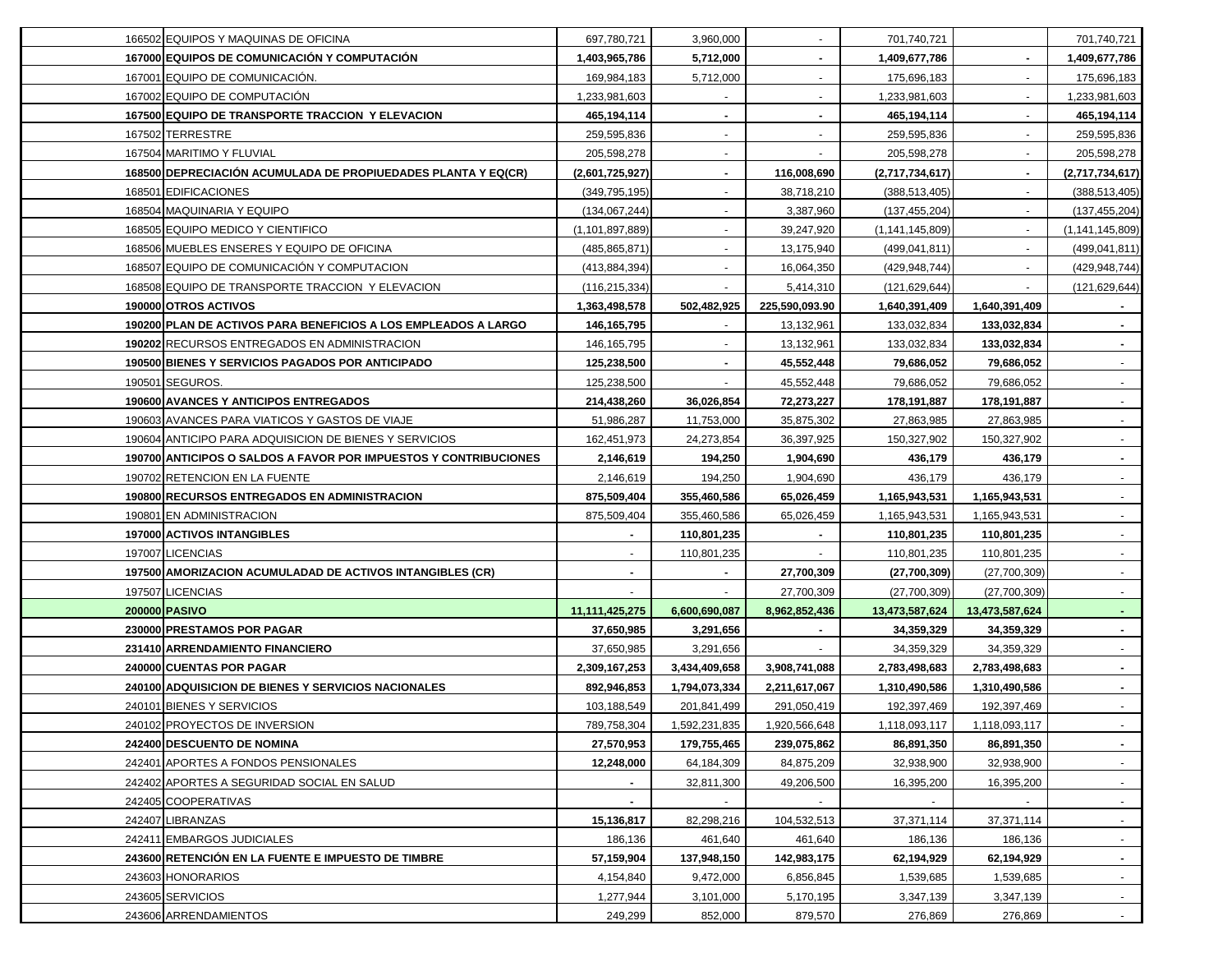| | | | | | | | |
|---|---|---|---|---|---|---|---|
| 166502 | EQUIPOS Y MAQUINAS DE OFICINA | 697,780,721 | 3,960,000 | - | 701,740,721 | | 701,740,721 |
| **167000** | **EQUIPOS DE COMUNICACIÓN Y COMPUTACIÓN** | **1,403,965,786** | **5,712,000** | **-** | **1,409,677,786** | **-** | **1,409,677,786** |
| 167001 | EQUIPO DE COMUNICACIÓN. | 169,984,183 | 5,712,000 | - | 175,696,183 | - | 175,696,183 |
| 167002 | EQUIPO DE COMPUTACIÓN | 1,233,981,603 | - | - | 1,233,981,603 | - | 1,233,981,603 |
| **167500** | **EQUIPO DE TRANSPORTE TRACCION Y ELEVACION** | **465,194,114** | **-** | **-** | **465,194,114** | - | **465,194,114** |
| 167502 | TERRESTRE | 259,595,836 | - | - | 259,595,836 | - | 259,595,836 |
| 167504 | MARITIMO Y FLUVIAL | 205,598,278 | - | - | 205,598,278 | - | 205,598,278 |
| **168500** | **DEPRECIACIÓN ACUMULADA DE PROPIUEDADES PLANTA Y EQ(CR)** | **(2,601,725,927)** | **-** | **116,008,690** | **(2,717,734,617)** | **-** | **(2,717,734,617)** |
| 168501 | EDIFICACIONES | (349,795,195) | - | 38,718,210 | (388,513,405) | - | (388,513,405) |
| 168504 | MAQUINARIA Y EQUIPO | (134,067,244) | - | 3,387,960 | (137,455,204) | - | (137,455,204) |
| 168505 | EQUIPO MEDICO Y CIENTIFICO | (1,101,897,889) | - | 39,247,920 | (1,141,145,809) | - | (1,141,145,809) |
| 168506 | MUEBLES ENSERES Y EQUIPO DE OFICINA | (485,865,871) | - | 13,175,940 | (499,041,811) | - | (499,041,811) |
| 168507 | EQUIPO DE COMUNICACIÓN Y COMPUTACION | (413,884,394) | - | 16,064,350 | (429,948,744) | - | (429,948,744) |
| 168508 | EQUIPO DE TRANSPORTE TRACCION Y ELEVACION | (116,215,334) | - | 5,414,310 | (121,629,644) | - | (121,629,644) |
| **190000** | **OTROS ACTIVOS** | **1,363,498,578** | **502,482,925** | **225,590,093.90** | **1,640,391,409** | **1,640,391,409** | **-** |
| **190200** | **PLAN DE ACTIVOS PARA BENEFICIOS A LOS EMPLEADOS A LARGO** | **146,165,795** | - | 13,132,961 | 133,032,834 | **133,032,834** | **-** |
| **190202** | RECURSOS ENTREGADOS EN ADMINISTRACION | 146,165,795 | - | 13,132,961 | 133,032,834 | **133,032,834** | **-** |
| **190500** | **BIENES Y SERVICIOS PAGADOS POR ANTICIPADO** | **125,238,500** | **-** | **45,552,448** | **79,686,052** | **79,686,052** | - |
| 190501 | SEGUROS. | 125,238,500 | - | 45,552,448 | 79,686,052 | 79,686,052 | - |
| **190600** | **AVANCES Y ANTICIPOS ENTREGADOS** | **214,438,260** | **36,026,854** | **72,273,227** | **178,191,887** | **178,191,887** | - |
| 190603 | AVANCES PARA VIATICOS Y GASTOS DE VIAJE | 51,986,287 | 11,753,000 | 35,875,302 | 27,863,985 | 27,863,985 | - |
| 190604 | ANTICIPO PARA ADQUISICION DE BIENES Y SERVICIOS | 162,451,973 | 24,273,854 | 36,397,925 | 150,327,902 | 150,327,902 | - |
| **190700** | **ANTICIPOS O SALDOS A FAVOR POR IMPUESTOS Y CONTRIBUCIONES** | **2,146,619** | **194,250** | **1,904,690** | **436,179** | **436,179** | **-** |
| 190702 | RETENCION EN LA FUENTE | 2,146,619 | 194,250 | 1,904,690 | 436,179 | 436,179 | - |
| **190800** | **RECURSOS ENTREGADOS EN ADMINISTRACION** | **875,509,404** | **355,460,586** | **65,026,459** | **1,165,943,531** | **1,165,943,531** | - |
| 190801 | EN ADMINISTRACION | 875,509,404 | 355,460,586 | 65,026,459 | 1,165,943,531 | 1,165,943,531 | - |
| **197000** | **ACTIVOS INTANGIBLES** | **-** | **110,801,235** | **-** | **110,801,235** | **110,801,235** | - |
| 197007 | LICENCIAS | - | 110,801,235 | - | 110,801,235 | 110,801,235 | - |
| **197500** | **AMORIZACION ACUMULADAD DE ACTIVOS INTANGIBLES (CR)** | **-** | **-** | **27,700,309** | **(27,700,309)** | (27,700,309) | - |
| 197507 | LICENCIAS | - | - | 27,700,309 | (27,700,309) | (27,700,309) | - |
| **200000** | **PASIVO** | **11,111,425,275** | **6,600,690,087** | **8,962,852,436** | **13,473,587,624** | **13,473,587,624** | **-** |
| **230000** | **PRESTAMOS POR PAGAR** | **37,650,985** | **3,291,656** | **-** | **34,359,329** | **34,359,329** | **-** |
| **231410** | **ARRENDAMIENTO FINANCIERO** | 37,650,985 | 3,291,656 | - | 34,359,329 | 34,359,329 | - |
| **240000** | **CUENTAS POR PAGAR** | **2,309,167,253** | **3,434,409,658** | **3,908,741,088** | **2,783,498,683** | **2,783,498,683** | **-** |
| **240100** | **ADQUISICION DE BIENES Y SERVICIOS NACIONALES** | **892,946,853** | **1,794,073,334** | **2,211,617,067** | **1,310,490,586** | **1,310,490,586** | **-** |
| 240101 | BIENES Y SERVICIOS | 103,188,549 | 201,841,499 | 291,050,419 | 192,397,469 | 192,397,469 | - |
| 240102 | PROYECTOS DE INVERSION | 789,758,304 | 1,592,231,835 | 1,920,566,648 | 1,118,093,117 | 1,118,093,117 | - |
| **242400** | **DESCUENTO DE NOMINA** | **27,570,953** | **179,755,465** | **239,075,862** | **86,891,350** | **86,891,350** | **-** |
| 242401 | APORTES A FONDOS PENSIONALES | **12,248,000** | 64,184,309 | 84,875,209 | 32,938,900 | 32,938,900 | - |
| 242402 | APORTES A SEGURIDAD SOCIAL EN SALUD | **-** | 32,811,300 | 49,206,500 | 16,395,200 | 16,395,200 | - |
| 242405 | COOPERATIVAS | **-** | - | - | - | - | - |
| 242407 | LIBRANZAS | **15,136,817** | 82,298,216 | 104,532,513 | 37,371,114 | 37,371,114 | - |
| 242411 | EMBARGOS JUDICIALES | 186,136 | 461,640 | 461,640 | 186,136 | 186,136 | - |
| **243600** | **RETENCIÓN EN LA FUENTE E IMPUESTO DE TIMBRE** | **57,159,904** | **137,948,150** | **142,983,175** | **62,194,929** | **62,194,929** | **-** |
| 243603 | HONORARIOS | 4,154,840 | 9,472,000 | 6,856,845 | 1,539,685 | 1,539,685 | - |
| 243605 | SERVICIOS | 1,277,944 | 3,101,000 | 5,170,195 | 3,347,139 | 3,347,139 | - |
| 243606 | ARRENDAMIENTOS | 249,299 | 852,000 | 879,570 | 276,869 | 276,869 | - |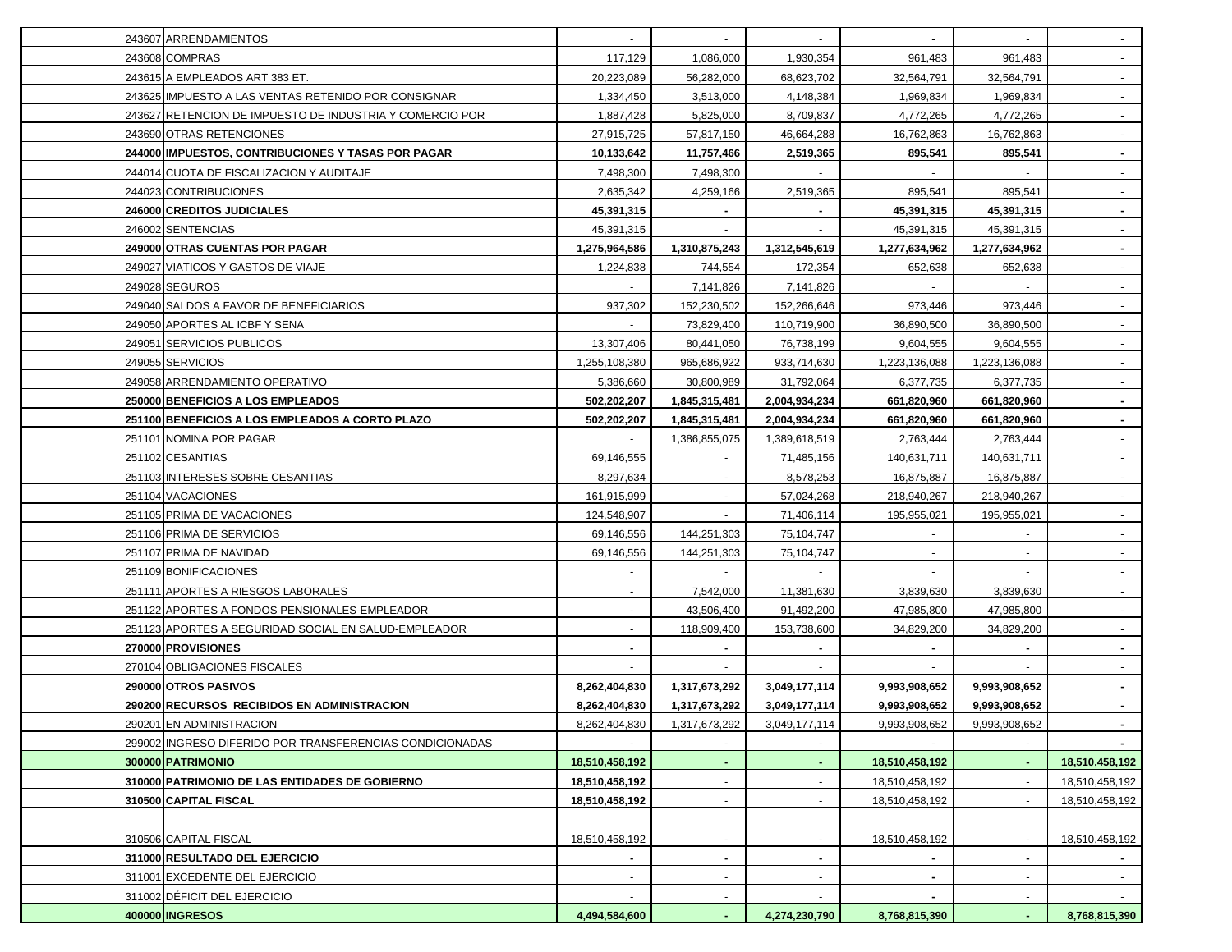| | | | | | | | |
|---|---|---|---|---|---|---|---|
| 243607 | ARRENDAMIENTOS | - | - | - | - | - | - |
| 243608 | COMPRAS | 117,129 | 1,086,000 | 1,930,354 | 961,483 | 961,483 | - |
| 243615 | A EMPLEADOS ART 383 ET. | 20,223,089 | 56,282,000 | 68,623,702 | 32,564,791 | 32,564,791 | - |
| 243625 | IMPUESTO A LAS VENTAS RETENIDO POR CONSIGNAR | 1,334,450 | 3,513,000 | 4,148,384 | 1,969,834 | 1,969,834 | - |
| 243627 | RETENCION DE IMPUESTO DE INDUSTRIA Y COMERCIO POR | 1,887,428 | 5,825,000 | 8,709,837 | 4,772,265 | 4,772,265 | - |
| 243690 | OTRAS RETENCIONES | 27,915,725 | 57,817,150 | 46,664,288 | 16,762,863 | 16,762,863 | - |
| **244000** | **IMPUESTOS, CONTRIBUCIONES Y TASAS POR PAGAR** | **10,133,642** | **11,757,466** | **2,519,365** | **895,541** | **895,541** | **-** |
| 244014 | CUOTA DE FISCALIZACION Y AUDITAJE | 7,498,300 | 7,498,300 | - | - | - | - |
| 244023 | CONTRIBUCIONES | 2,635,342 | 4,259,166 | 2,519,365 | 895,541 | 895,541 | - |
| **246000** | **CREDITOS JUDICIALES** | **45,391,315** | **-** | **-** | **45,391,315** | **45,391,315** | **-** |
| 246002 | SENTENCIAS | 45,391,315 | - | - | 45,391,315 | 45,391,315 | - |
| **249000** | **OTRAS CUENTAS POR PAGAR** | **1,275,964,586** | **1,310,875,243** | **1,312,545,619** | **1,277,634,962** | **1,277,634,962** | **-** |
| 249027 | VIATICOS Y GASTOS DE VIAJE | 1,224,838 | 744,554 | 172,354 | 652,638 | 652,638 | - |
| 249028 | SEGUROS | - | 7,141,826 | 7,141,826 | - | - | - |
| 249040 | SALDOS A FAVOR DE BENEFICIARIOS | 937,302 | 152,230,502 | 152,266,646 | 973,446 | 973,446 | - |
| 249050 | APORTES AL ICBF Y SENA | - | 73,829,400 | 110,719,900 | 36,890,500 | 36,890,500 | - |
| 249051 | SERVICIOS PUBLICOS | 13,307,406 | 80,441,050 | 76,738,199 | 9,604,555 | 9,604,555 | - |
| 249055 | SERVICIOS | 1,255,108,380 | 965,686,922 | 933,714,630 | 1,223,136,088 | 1,223,136,088 | - |
| 249058 | ARRENDAMIENTO OPERATIVO | 5,386,660 | 30,800,989 | 31,792,064 | 6,377,735 | 6,377,735 | - |
| **250000** | **BENEFICIOS A LOS EMPLEADOS** | **502,202,207** | **1,845,315,481** | **2,004,934,234** | **661,820,960** | **661,820,960** | **-** |
| **251100** | **BENEFICIOS A LOS EMPLEADOS A CORTO PLAZO** | **502,202,207** | **1,845,315,481** | **2,004,934,234** | **661,820,960** | **661,820,960** | **-** |
| 251101 | NOMINA POR PAGAR | - | 1,386,855,075 | 1,389,618,519 | 2,763,444 | 2,763,444 | - |
| 251102 | CESANTIAS | 69,146,555 | - | 71,485,156 | 140,631,711 | 140,631,711 | - |
| 251103 | INTERESES SOBRE CESANTIAS | 8,297,634 | - | 8,578,253 | 16,875,887 | 16,875,887 | - |
| 251104 | VACACIONES | 161,915,999 | - | 57,024,268 | 218,940,267 | 218,940,267 | - |
| 251105 | PRIMA DE VACACIONES | 124,548,907 | - | 71,406,114 | 195,955,021 | 195,955,021 | - |
| 251106 | PRIMA DE SERVICIOS | 69,146,556 | 144,251,303 | 75,104,747 | - | - | - |
| 251107 | PRIMA DE NAVIDAD | 69,146,556 | 144,251,303 | 75,104,747 | - | - | - |
| 251109 | BONIFICACIONES | - | - | - | - | - | - |
| 251111 | APORTES A RIESGOS LABORALES | - | 7,542,000 | 11,381,630 | 3,839,630 | 3,839,630 | - |
| 251122 | APORTES A FONDOS PENSIONALES-EMPLEADOR | - | 43,506,400 | 91,492,200 | 47,985,800 | 47,985,800 | - |
| 251123 | APORTES A SEGURIDAD SOCIAL EN SALUD-EMPLEADOR | - | 118,909,400 | 153,738,600 | 34,829,200 | 34,829,200 | - |
| **270000** | **PROVISIONES** | **-** | **-** | **-** | **-** | **-** | **-** |
| 270104 | OBLIGACIONES FISCALES | - | - | - | - | - | - |
| **290000** | **OTROS PASIVOS** | **8,262,404,830** | **1,317,673,292** | **3,049,177,114** | **9,993,908,652** | **9,993,908,652** | **-** |
| **290200** | **RECURSOS RECIBIDOS EN ADMINISTRACION** | **8,262,404,830** | **1,317,673,292** | **3,049,177,114** | **9,993,908,652** | **9,993,908,652** | **-** |
| 290201 | EN ADMINISTRACION | 8,262,404,830 | 1,317,673,292 | 3,049,177,114 | 9,993,908,652 | 9,993,908,652 | - |
| 299002 | INGRESO DIFERIDO POR TRANSFERENCIAS CONDICIONADAS | - | - | - | - | - | - |
| **300000** | **PATRIMONIO** | **18,510,458,192** | **-** | **-** | **18,510,458,192** | **-** | **18,510,458,192** |
| **310000** | **PATRIMONIO DE LAS ENTIDADES DE GOBIERNO** | **18,510,458,192** | - | - | 18,510,458,192 | - | 18,510,458,192 |
| **310500** | **CAPITAL FISCAL** | **18,510,458,192** | - | - | 18,510,458,192 | - | 18,510,458,192 |
| 310506 | CAPITAL FISCAL | 18,510,458,192 | - | - | 18,510,458,192 | - | 18,510,458,192 |
| **311000** | **RESULTADO DEL EJERCICIO** | **-** | **-** | **-** | **-** | **-** | **-** |
| 311001 | EXCEDENTE DEL EJERCICIO | - | - | - | - | - | - |
| 311002 | DÉFICIT DEL EJERCICIO | - | - | - | - | - | - |
| **400000** | **INGRESOS** | **4,494,584,600** | **-** | **4,274,230,790** | **8,768,815,390** | **-** | **8,768,815,390** |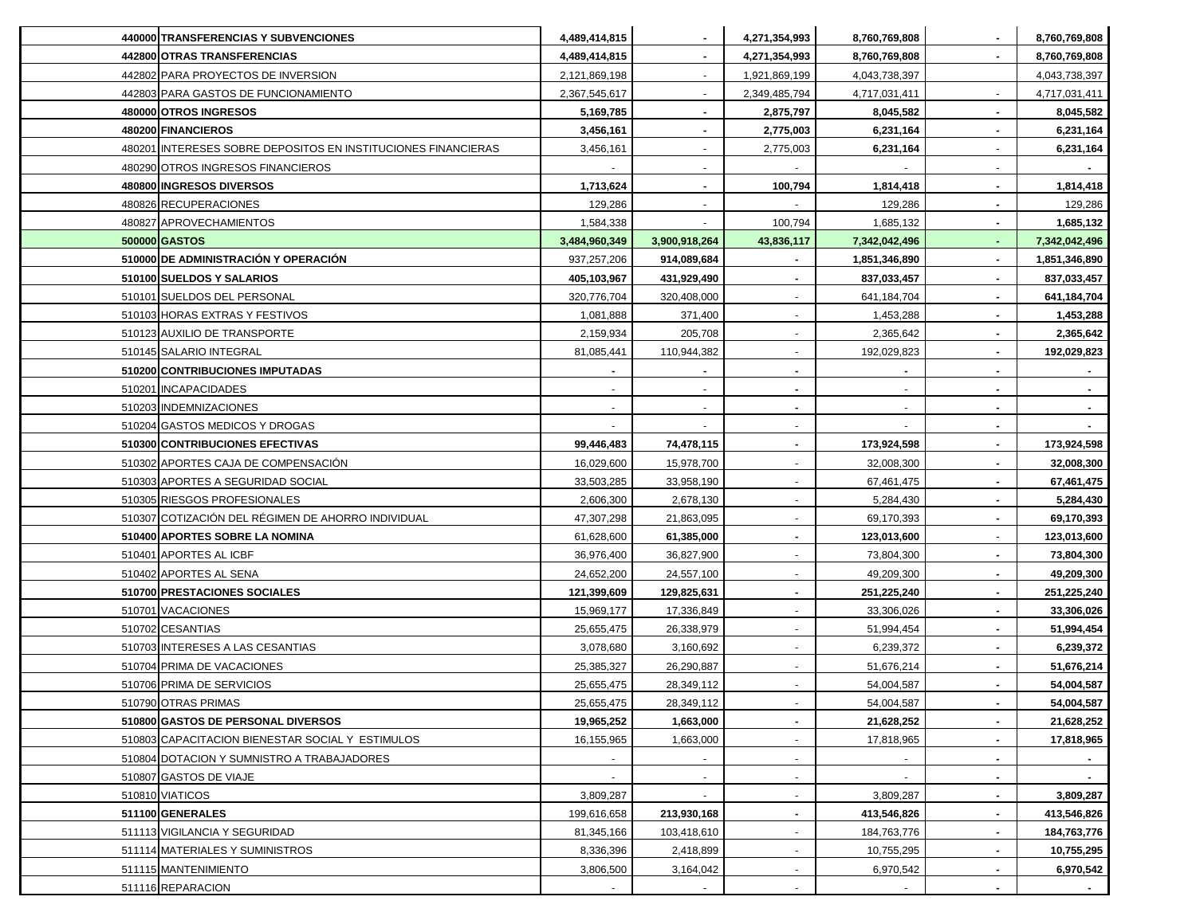| | | | | | | | |
|---|---|---|---|---|---|---|---|
| **440000** | **TRANSFERENCIAS Y SUBVENCIONES** | **4,489,414,815** | **-** | **4,271,354,993** | **8,760,769,808** | **-** | **8,760,769,808** |
| **442800** | **OTRAS TRANSFERENCIAS** | **4,489,414,815** | **-** | **4,271,354,993** | **8,760,769,808** | **-** | **8,760,769,808** |
| 442802 | PARA PROYECTOS DE INVERSION | 2,121,869,198 | - | 1,921,869,199 | 4,043,738,397 | | 4,043,738,397 |
| 442803 | PARA GASTOS DE FUNCIONAMIENTO | 2,367,545,617 | - | 2,349,485,794 | 4,717,031,411 | - | 4,717,031,411 |
| **480000** | **OTROS INGRESOS** | **5,169,785** | **-** | **2,875,797** | **8,045,582** | **-** | **8,045,582** |
| **480200** | **FINANCIEROS** | **3,456,161** | **-** | **2,775,003** | **6,231,164** | **-** | **6,231,164** |
| 480201 | INTERESES SOBRE DEPOSITOS EN INSTITUCIONES FINANCIERAS | 3,456,161 | - | 2,775,003 | **6,231,164** | - | **6,231,164** |
| 480290 | OTROS INGRESOS FINANCIEROS | - | - | - | - | - | **-** |
| **480800** | **INGRESOS DIVERSOS** | **1,713,624** | **-** | **100,794** | **1,814,418** | **-** | **1,814,418** |
| 480826 | RECUPERACIONES | 129,286 | - | - | 129,286 | **-** | 129,286 |
| 480827 | APROVECHAMIENTOS | 1,584,338 | - | 100,794 | 1,685,132 | **-** | **1,685,132** |
| **500000** | **GASTOS** | **3,484,960,349** | **3,900,918,264** | **43,836,117** | **7,342,042,496** | **-** | **7,342,042,496** |
| **510000** | **DE ADMINISTRACIÓN Y OPERACIÓN** | 937,257,206 | **914,089,684** | **-** | **1,851,346,890** | **-** | **1,851,346,890** |
| **510100** | **SUELDOS Y SALARIOS** | **405,103,967** | **431,929,490** | **-** | **837,033,457** | **-** | **837,033,457** |
| 510101 | SUELDOS DEL PERSONAL | 320,776,704 | 320,408,000 | - | 641,184,704 | **-** | **641,184,704** |
| 510103 | HORAS EXTRAS Y FESTIVOS | 1,081,888 | 371,400 | - | 1,453,288 | **-** | **1,453,288** |
| 510123 | AUXILIO DE TRANSPORTE | 2,159,934 | 205,708 | - | 2,365,642 | **-** | **2,365,642** |
| 510145 | SALARIO INTEGRAL | 81,085,441 | 110,944,382 | - | 192,029,823 | **-** | **192,029,823** |
| **510200** | **CONTRIBUCIONES IMPUTADAS** | **-** | **-** | **-** | **-** | **-** | **-** |
| 510201 | INCAPACIDADES | - | - | **-** | - | **-** | **-** |
| 510203 | INDEMNIZACIONES | - | - | **-** | - | **-** | **-** |
| 510204 | GASTOS MEDICOS Y DROGAS | - | - | - | - | **-** | **-** |
| **510300** | **CONTRIBUCIONES EFECTIVAS** | **99,446,483** | **74,478,115** | **-** | **173,924,598** | **-** | **173,924,598** |
| 510302 | APORTES CAJA DE COMPENSACIÓN | 16,029,600 | 15,978,700 | - | 32,008,300 | **-** | **32,008,300** |
| 510303 | APORTES A SEGURIDAD SOCIAL | 33,503,285 | 33,958,190 | - | 67,461,475 | **-** | **67,461,475** |
| 510305 | RIESGOS PROFESIONALES | 2,606,300 | 2,678,130 | - | 5,284,430 | **-** | **5,284,430** |
| 510307 | COTIZACIÓN DEL RÉGIMEN DE AHORRO INDIVIDUAL | 47,307,298 | 21,863,095 | - | 69,170,393 | **-** | **69,170,393** |
| **510400** | **APORTES SOBRE LA NOMINA** | 61,628,600 | **61,385,000** | **-** | **123,013,600** | - | **123,013,600** |
| 510401 | APORTES AL ICBF | 36,976,400 | 36,827,900 | - | 73,804,300 | **-** | **73,804,300** |
| 510402 | APORTES AL SENA | 24,652,200 | 24,557,100 | - | 49,209,300 | **-** | **49,209,300** |
| **510700** | **PRESTACIONES SOCIALES** | **121,399,609** | **129,825,631** | **-** | **251,225,240** | **-** | **251,225,240** |
| 510701 | VACACIONES | 15,969,177 | 17,336,849 | - | 33,306,026 | **-** | **33,306,026** |
| 510702 | CESANTIAS | 25,655,475 | 26,338,979 | - | 51,994,454 | **-** | **51,994,454** |
| 510703 | INTERESES A LAS CESANTIAS | 3,078,680 | 3,160,692 | - | 6,239,372 | **-** | **6,239,372** |
| 510704 | PRIMA DE VACACIONES | 25,385,327 | 26,290,887 | - | 51,676,214 | **-** | **51,676,214** |
| 510706 | PRIMA DE SERVICIOS | 25,655,475 | 28,349,112 | - | 54,004,587 | **-** | **54,004,587** |
| 510790 | OTRAS PRIMAS | 25,655,475 | 28,349,112 | - | 54,004,587 | **-** | **54,004,587** |
| **510800** | **GASTOS DE PERSONAL DIVERSOS** | **19,965,252** | **1,663,000** | **-** | **21,628,252** | **-** | **21,628,252** |
| 510803 | CAPACITACION BIENESTAR SOCIAL Y ESTIMULOS | 16,155,965 | 1,663,000 | - | 17,818,965 | **-** | **17,818,965** |
| 510804 | DOTACION Y SUMNISTRO A TRABAJADORES | - | - | - | - | **-** | **-** |
| 510807 | GASTOS DE VIAJE | - | - | - | - | **-** | **-** |
| 510810 | VIATICOS | 3,809,287 | - | - | 3,809,287 | **-** | **3,809,287** |
| **511100** | **GENERALES** | 199,616,658 | **213,930,168** | **-** | **413,546,826** | **-** | **413,546,826** |
| 511113 | VIGILANCIA Y SEGURIDAD | 81,345,166 | 103,418,610 | - | 184,763,776 | **-** | **184,763,776** |
| 511114 | MATERIALES Y SUMINISTROS | 8,336,396 | 2,418,899 | - | 10,755,295 | **-** | **10,755,295** |
| 511115 | MANTENIMIENTO | 3,806,500 | 3,164,042 | - | 6,970,542 | **-** | **6,970,542** |
| 511116 | REPARACION | - | - | - | - | **-** | **-** |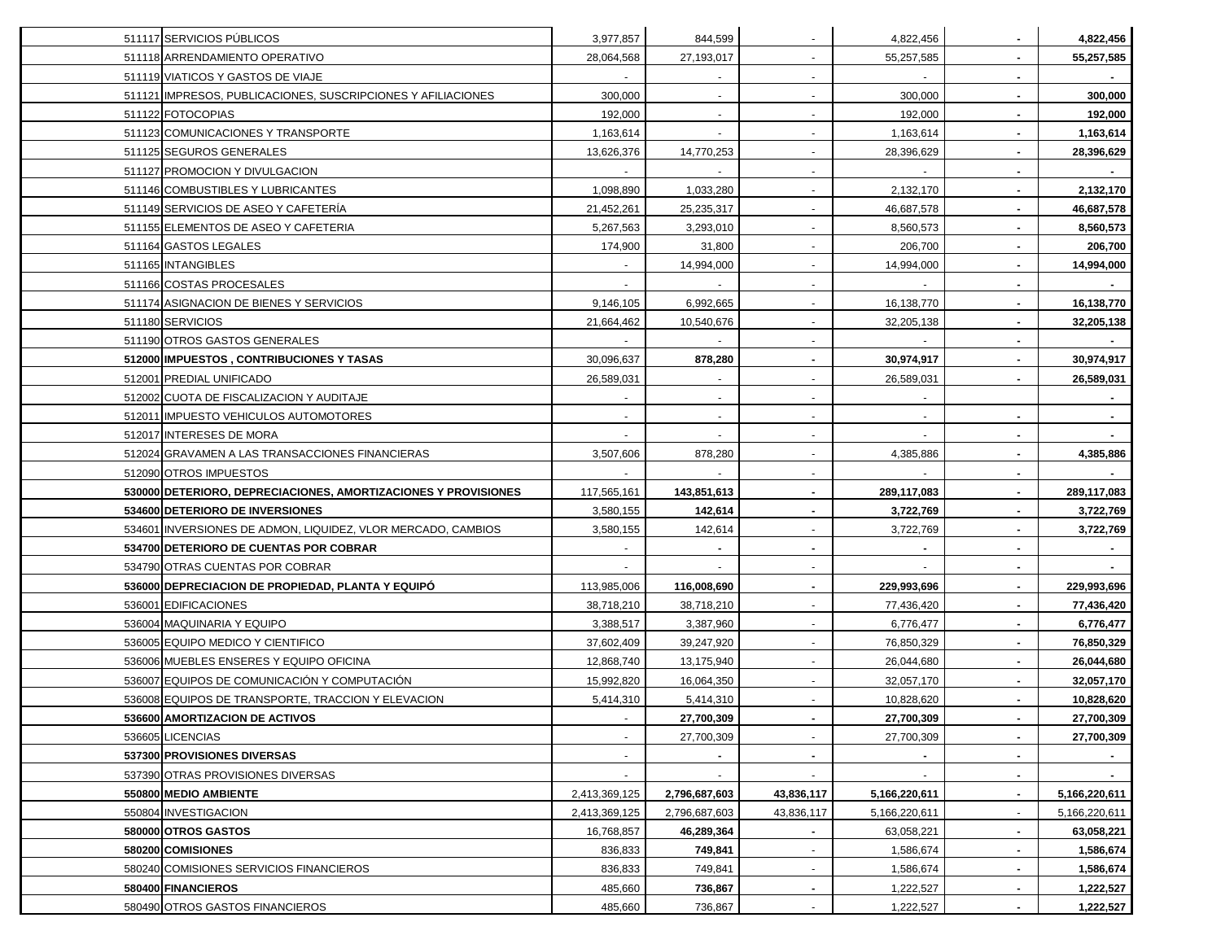| | | | | | | |
|---|---|---|---|---|---|---|
| 511117 | SERVICIOS PÚBLICOS | 3,977,857 | 844,599 | - | 4,822,456 | - | **4,822,456** |
| 511118 | ARRENDAMIENTO OPERATIVO | 28,064,568 | 27,193,017 | - | 55,257,585 | - | **55,257,585** |
| 511119 | VIATICOS Y GASTOS DE VIAJE | - | - | - | - | - | **-** |
| 511121 | IMPRESOS, PUBLICACIONES, SUSCRIPCIONES Y AFILIACIONES | 300,000 | - | - | 300,000 | - | **300,000** |
| 511122 | FOTOCOPIAS | 192,000 | - | - | 192,000 | - | **192,000** |
| 511123 | COMUNICACIONES Y TRANSPORTE | 1,163,614 | - | - | 1,163,614 | - | **1,163,614** |
| 511125 | SEGUROS GENERALES | 13,626,376 | 14,770,253 | - | 28,396,629 | - | **28,396,629** |
| 511127 | PROMOCION Y DIVULGACION | - | - | - | - | - | **-** |
| 511146 | COMBUSTIBLES Y LUBRICANTES | 1,098,890 | 1,033,280 | - | 2,132,170 | - | **2,132,170** |
| 511149 | SERVICIOS DE ASEO Y CAFETERÍA | 21,452,261 | 25,235,317 | - | 46,687,578 | - | **46,687,578** |
| 511155 | ELEMENTOS DE ASEO Y CAFETERIA | 5,267,563 | 3,293,010 | - | 8,560,573 | - | **8,560,573** |
| 511164 | GASTOS LEGALES | 174,900 | 31,800 | - | 206,700 | - | **206,700** |
| 511165 | INTANGIBLES | - | 14,994,000 | - | 14,994,000 | - | **14,994,000** |
| 511166 | COSTAS PROCESALES | - | - | - | - | - | **-** |
| 511174 | ASIGNACION DE BIENES Y SERVICIOS | 9,146,105 | 6,992,665 | - | 16,138,770 | - | **16,138,770** |
| 511180 | SERVICIOS | 21,664,462 | 10,540,676 | - | 32,205,138 | - | **32,205,138** |
| 511190 | OTROS GASTOS GENERALES | - | - | - | - | - | **-** |
| **512000** | **IMPUESTOS , CONTRIBUCIONES Y TASAS** | 30,096,637 | **878,280** | **-** | **30,974,917** | **-** | **30,974,917** |
| 512001 | PREDIAL UNIFICADO | 26,589,031 | - | - | 26,589,031 | - | **26,589,031** |
| 512002 | CUOTA DE FISCALIZACION Y AUDITAJE | - | - | - | - | | **-** |
| 512011 | IMPUESTO VEHICULOS AUTOMOTORES | - | - | - | - | - | **-** |
| 512017 | INTERESES DE MORA | - | - | - | - | - | **-** |
| 512024 | GRAVAMEN A LAS TRANSACCIONES FINANCIERAS | 3,507,606 | 878,280 | - | 4,385,886 | - | **4,385,886** |
| 512090 | OTROS IMPUESTOS | - | - | - | - | - | **-** |
| **530000** | **DETERIORO, DEPRECIACIONES, AMORTIZACIONES Y PROVISIONES** | 117,565,161 | **143,851,613** | **-** | **289,117,083** | **-** | **289,117,083** |
| **534600** | **DETERIORO DE INVERSIONES** | 3,580,155 | **142,614** | **-** | **3,722,769** | **-** | **3,722,769** |
| 534601 | INVERSIONES DE ADMON, LIQUIDEZ, VLOR MERCADO, CAMBIOS | 3,580,155 | 142,614 | - | 3,722,769 | - | **3,722,769** |
| **534700** | **DETERIORO DE CUENTAS POR COBRAR** | - | **-** | **-** | **-** | **-** | **-** |
| 534790 | OTRAS CUENTAS POR COBRAR | - | - | - | - | - | **-** |
| **536000** | **DEPRECIACION DE PROPIEDAD, PLANTA Y EQUIPÓ** | 113,985,006 | **116,008,690** | **-** | **229,993,696** | **-** | **229,993,696** |
| 536001 | EDIFICACIONES | 38,718,210 | 38,718,210 | - | 77,436,420 | - | **77,436,420** |
| 536004 | MAQUINARIA Y EQUIPO | 3,388,517 | 3,387,960 | - | 6,776,477 | - | **6,776,477** |
| 536005 | EQUIPO MEDICO Y CIENTIFICO | 37,602,409 | 39,247,920 | - | 76,850,329 | - | **76,850,329** |
| 536006 | MUEBLES ENSERES Y EQUIPO OFICINA | 12,868,740 | 13,175,940 | - | 26,044,680 | - | **26,044,680** |
| 536007 | EQUIPOS DE COMUNICACIÓN Y COMPUTACIÓN | 15,992,820 | 16,064,350 | - | 32,057,170 | - | **32,057,170** |
| 536008 | EQUIPOS DE TRANSPORTE, TRACCION Y ELEVACION | 5,414,310 | 5,414,310 | - | 10,828,620 | - | **10,828,620** |
| **536600** | **AMORTIZACION DE ACTIVOS** | - | **27,700,309** | **-** | **27,700,309** | **-** | **27,700,309** |
| 536605 | LICENCIAS | - | 27,700,309 | - | 27,700,309 | - | **27,700,309** |
| **537300** | **PROVISIONES DIVERSAS** | - | **-** | **-** | **-** | **-** | **-** |
| 537390 | OTRAS PROVISIONES DIVERSAS | - | - | - | - | - | **-** |
| **550800** | **MEDIO AMBIENTE** | 2,413,369,125 | **2,796,687,603** | **43,836,117** | **5,166,220,611** | **-** | **5,166,220,611** |
| 550804 | INVESTIGACION | 2,413,369,125 | 2,796,687,603 | 43,836,117 | 5,166,220,611 | - | 5,166,220,611 |
| **580000** | **OTROS GASTOS** | 16,768,857 | **46,289,364** | **-** | 63,058,221 | **-** | **63,058,221** |
| **580200** | **COMISIONES** | 836,833 | **749,841** | - | 1,586,674 | **-** | **1,586,674** |
| 580240 | COMISIONES SERVICIOS FINANCIEROS | 836,833 | 749,841 | - | 1,586,674 | - | **1,586,674** |
| **580400** | **FINANCIEROS** | 485,660 | **736,867** | **-** | 1,222,527 | **-** | **1,222,527** |
| 580490 | OTROS GASTOS FINANCIEROS | 485,660 | 736,867 | - | 1,222,527 | - | **1,222,527** |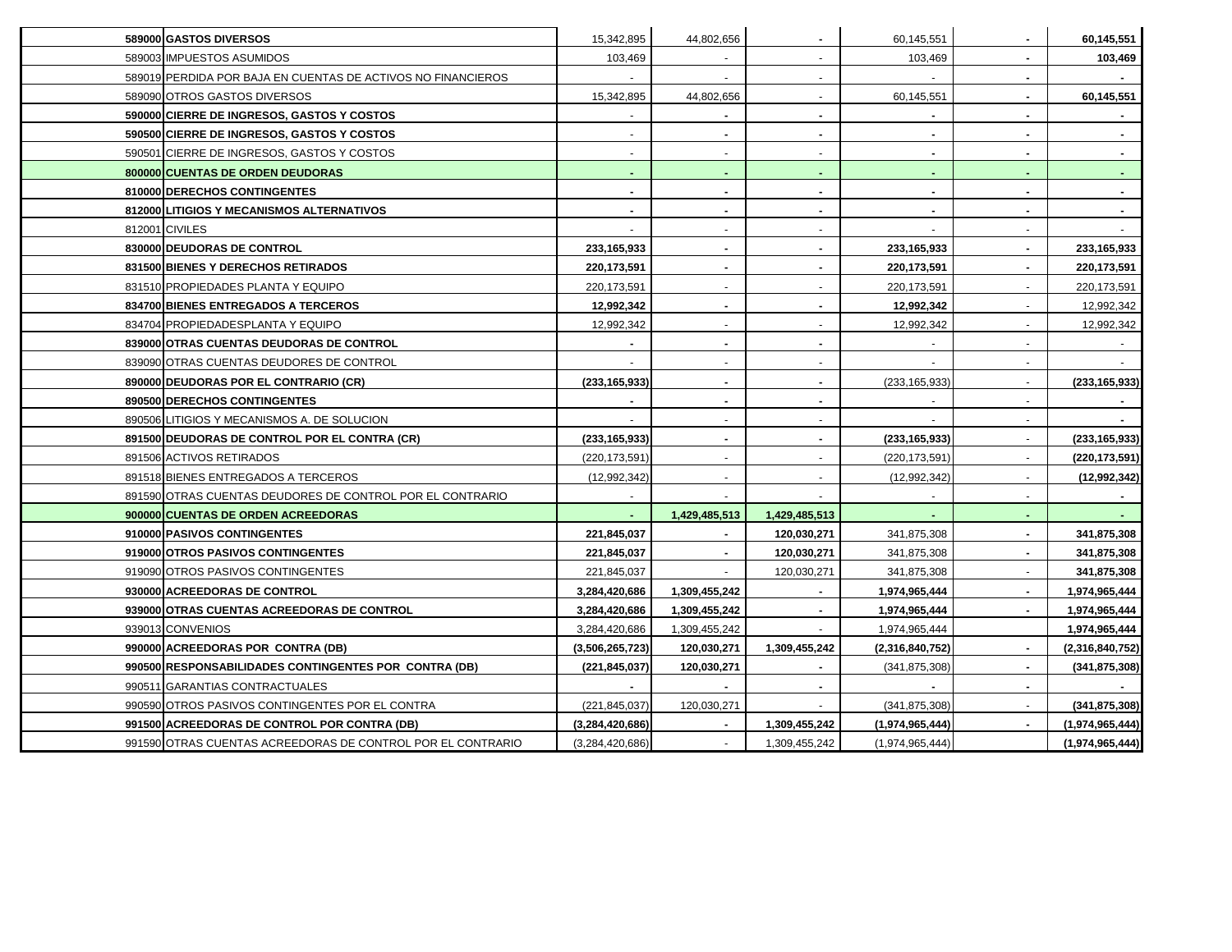| | | | | | | | |
|---|---|---|---|---|---|---|---|
| **589000** | **GASTOS DIVERSOS** | 15,342,895 | 44,802,656 | **-** | 60,145,551 | **-** | **60,145,551** |
| 589003 | IMPUESTOS ASUMIDOS | 103,469 | - | - | 103,469 | **-** | **103,469** |
| 589019 | PERDIDA POR BAJA EN CUENTAS DE ACTIVOS NO FINANCIEROS | - | - | - | - | **-** | **-** |
| 589090 | OTROS GASTOS DIVERSOS | 15,342,895 | 44,802,656 | - | 60,145,551 | **-** | **60,145,551** |
| **590000** | **CIERRE DE INGRESOS, GASTOS Y COSTOS** | - | **-** | **-** | **-** | **-** | **-** |
| **590500** | **CIERRE DE INGRESOS, GASTOS Y COSTOS** | - | **-** | **-** | **-** | **-** | **-** |
| 590501 | CIERRE DE INGRESOS, GASTOS Y COSTOS | - | - | - | **-** | **-** | **-** |
| **800000** | **CUENTAS DE ORDEN DEUDORAS** | **-** | **-** | **-** | **-** | **-** | **-** |
| **810000** | **DERECHOS CONTINGENTES** | **-** | **-** | **-** | **-** | **-** | **-** |
| **812000** | **LITIGIOS Y MECANISMOS ALTERNATIVOS** | **-** | **-** | **-** | **-** | **-** | **-** |
| 812001 | CIVILES | - | - | - | - | - | - |
| **830000** | **DEUDORAS DE CONTROL** | **233,165,933** | **-** | **-** | **233,165,933** | **-** | **233,165,933** |
| **831500** | **BIENES Y DERECHOS RETIRADOS** | **220,173,591** | **-** | **-** | **220,173,591** | **-** | **220,173,591** |
| 831510 | PROPIEDADES PLANTA Y EQUIPO | 220,173,591 | - | - | 220,173,591 | - | 220,173,591 |
| **834700** | **BIENES ENTREGADOS A TERCEROS** | **12,992,342** | **-** | **-** | **12,992,342** | - | 12,992,342 |
| 834704 | PROPIEDADESPLANTA Y EQUIPO | 12,992,342 | - | - | 12,992,342 | - | 12,992,342 |
| **839000** | **OTRAS CUENTAS DEUDORAS DE CONTROL** | **-** | **-** | **-** | - | - | - |
| 839090 | OTRAS CUENTAS DEUDORES DE CONTROL | - | - | - | - | - | - |
| **890000** | **DEUDORAS POR EL CONTRARIO (CR)** | **(233,165,933)** | **-** | **-** | (233,165,933) | - | **(233,165,933)** |
| **890500** | **DERECHOS CONTINGENTES** | **-** | **-** | **-** | - | - | **-** |
| 890506 | LITIGIOS Y MECANISMOS A. DE SOLUCION | - | - | - | - | - | **-** |
| **891500** | **DEUDORAS DE CONTROL POR EL CONTRA (CR)** | **(233,165,933)** | **-** | **-** | **(233,165,933)** | - | **(233,165,933)** |
| 891506 | ACTIVOS RETIRADOS | (220,173,591) | - | - | (220,173,591) | - | **(220,173,591)** |
| 891518 | BIENES ENTREGADOS A TERCEROS | (12,992,342) | - | - | (12,992,342) | - | **(12,992,342)** |
| 891590 | OTRAS CUENTAS DEUDORES DE CONTROL POR EL CONTRARIO | - | - | - | - | - | **-** |
| **900000** | **CUENTAS DE ORDEN ACREEDORAS** | **-** | **1,429,485,513** | **1,429,485,513** | **-** | **-** | **-** |
| **910000** | **PASIVOS CONTINGENTES** | **221,845,037** | **-** | **120,030,271** | 341,875,308 | **-** | **341,875,308** |
| **919000** | **OTROS PASIVOS CONTINGENTES** | **221,845,037** | **-** | **120,030,271** | 341,875,308 | **-** | **341,875,308** |
| 919090 | OTROS PASIVOS CONTINGENTES | 221,845,037 | - | 120,030,271 | 341,875,308 | - | **341,875,308** |
| **930000** | **ACREEDORAS DE CONTROL** | **3,284,420,686** | **1,309,455,242** | **-** | **1,974,965,444** | **-** | **1,974,965,444** |
| **939000** | **OTRAS CUENTAS ACREEDORAS DE CONTROL** | **3,284,420,686** | **1,309,455,242** | **-** | **1,974,965,444** | **-** | **1,974,965,444** |
| 939013 | CONVENIOS | 3,284,420,686 | 1,309,455,242 | - | 1,974,965,444 | | **1,974,965,444** |
| **990000** | **ACREEDORAS POR CONTRA (DB)** | **(3,506,265,723)** | **120,030,271** | **1,309,455,242** | **(2,316,840,752)** | **-** | **(2,316,840,752)** |
| **990500** | **RESPONSABILIDADES CONTINGENTES POR CONTRA (DB)** | **(221,845,037)** | **120,030,271** | **-** | (341,875,308) | **-** | **(341,875,308)** |
| 990511 | GARANTIAS CONTRACTUALES | **-** | **-** | **-** | **-** | **-** | **-** |
| 990590 | OTROS PASIVOS CONTINGENTES POR EL CONTRA | (221,845,037) | 120,030,271 | - | (341,875,308) | - | **(341,875,308)** |
| **991500** | **ACREEDORAS DE CONTROL POR CONTRA (DB)** | **(3,284,420,686)** | **-** | **1,309,455,242** | **(1,974,965,444)** | **-** | **(1,974,965,444)** |
| 991590 | OTRAS CUENTAS ACREEDORAS DE CONTROL POR EL CONTRARIO | (3,284,420,686) | - | 1,309,455,242 | (1,974,965,444) | | **(1,974,965,444)** |